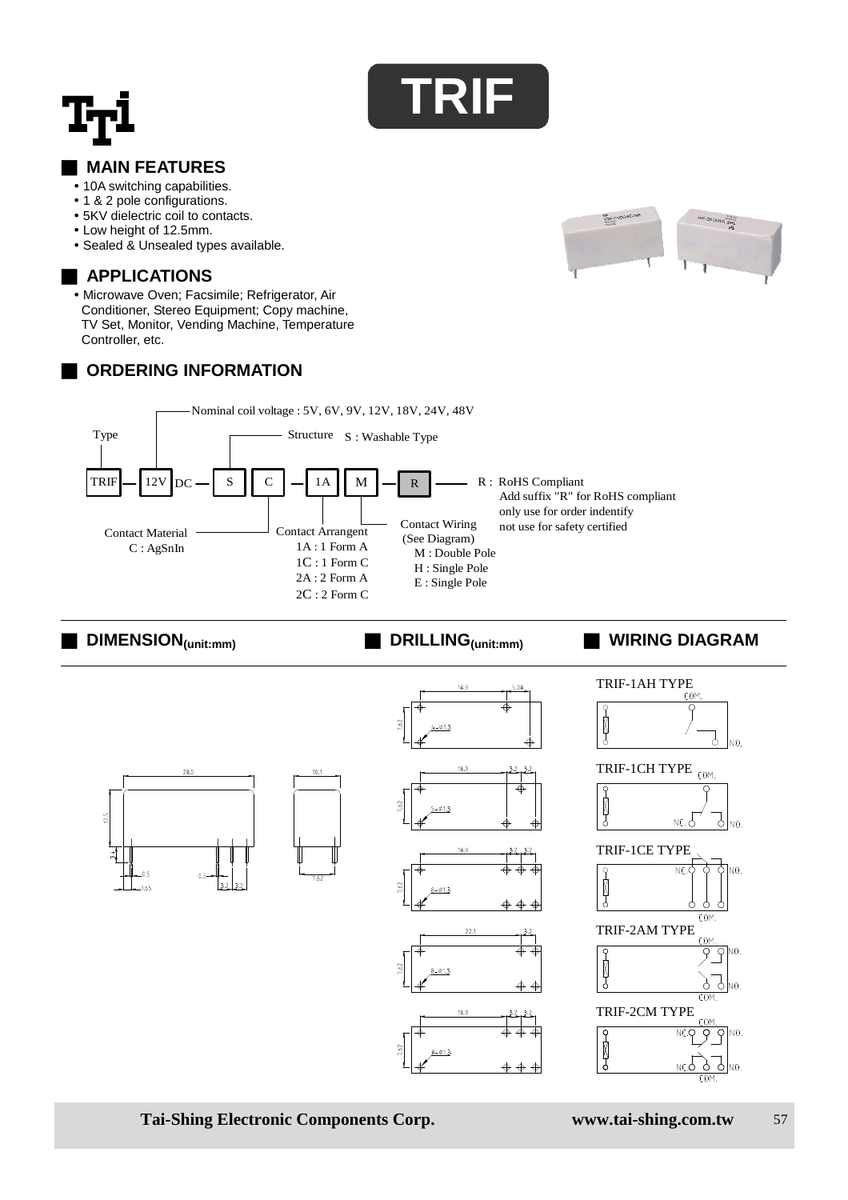# TRIF

## MAIN FEATURES

- 10A switching capabilities.
- 1 & 2 pole configurations.
- 5KV dielectric coil to contacts.
- Low height of 12.5mm.
- Sealed & Unsealed types available.

## APPLICATIONS

- Microwave Oven; Facsimile; Refrigerator, Air Conditioner, Stereo Equipment; Copy machine, TV Set, Monitor, Vending Machine, Temperature Controller, etc.

## ORDERING INFORMATION

TRIF — 12V DC — S — C — 1A — M — R

- **Type**: TRIF
- **Nominal coil voltage**: 5V, 6V, 9V, 12V, 18V, 24V, 48V
- **Structure**: S : Washable Type
- **Contact Material**: C : AgSnIn
- **Contact Arrangent**: 1A : 1 Form A; 1C : 1 Form C; 2A : 2 Form A; 2C : 2 Form C
- **Contact Wiring** (See Diagram): M : Double Pole; H : Single Pole; E : Single Pole
- **R** : RoHS Compliant. Add suffix "R" for RoHS compliant only use for order indentify not use for safety certified

## DIMENSION(unit:mm)

28.5, 10.1, 12.5, 3.4, 0.5, 1.65, 0.5, 3.2, 3.2, 7.62

## DRILLING(unit:mm)

- 18.9, 5.08, 7.62, 4-ø1.3
- 18.9, 3.2, 3.2, 7.62, 5-ø1.3
- 18.9, 3.2, 3.2, 7.62, 6-ø1.3
- 22.1, 3.2, 7.62, 8-ø1.3
- 18.9, 3.2, 3.2, 7.62, 8-ø1.3

## WIRING DIAGRAM

- TRIF-1AH TYPE (COM., NO.)
- TRIF-1CH TYPE (COM., NC., NO.)
- TRIF-1CE TYPE (NC, NO., COM.)
- TRIF-2AM TYPE (COM., NO., NO., COM.)
- TRIF-2CM TYPE (COM., NC, NO., NC, NO., COM.)

Tai-Shing Electronic Components Corp. www.tai-shing.com.tw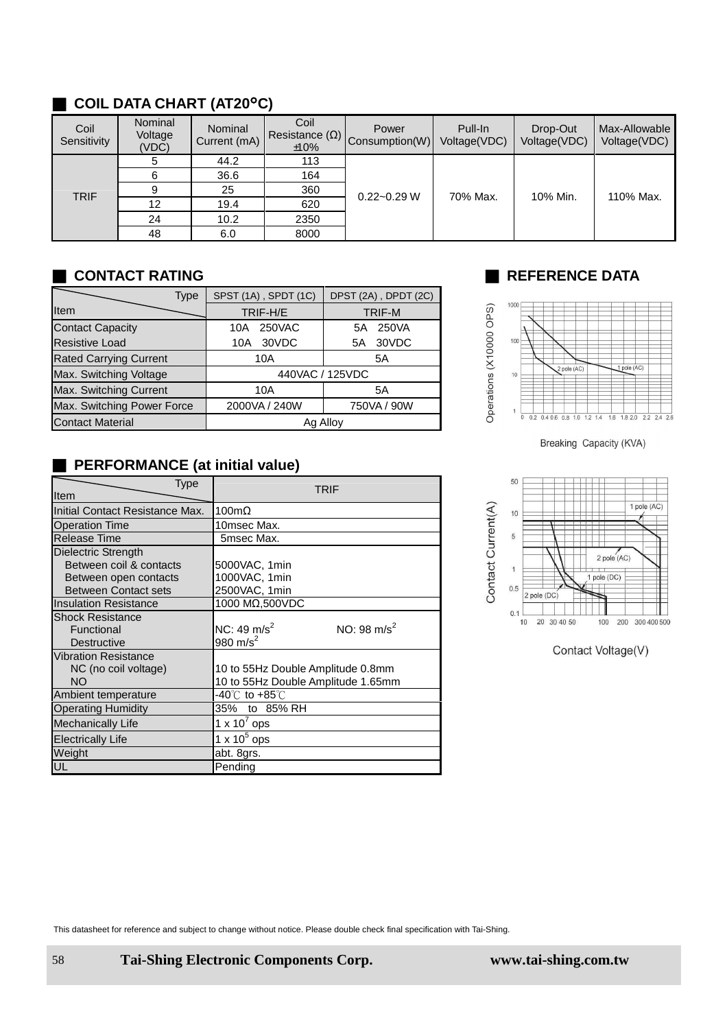## COIL DATA CHART (AT20°C)

| Coil Sensitivity | Nominal Voltage (VDC) | Nominal Current (mA) | Coil Resistance (Ω) ±10% | Power Consumption(W) | Pull-In Voltage(VDC) | Drop-Out Voltage(VDC) | Max-Allowable Voltage(VDC) |
|---|---|---|---|---|---|---|---|
| TRIF | 5 | 44.2 | 113 | 0.22~0.29 W | 70% Max. | 10% Min. | 110% Max. |
| | 6 | 36.6 | 164 | | | | |
| | 9 | 25 | 360 | | | | |
| | 12 | 19.4 | 620 | | | | |
| | 24 | 10.2 | 2350 | | | | |
| | 48 | 6.0 | 8000 | | | | |

## CONTACT RATING

| Item / Type | SPST (1A) , SPDT (1C) | DPST (2A) , DPDT (2C) |
|---|---|---|
| | TRIF-H/E | TRIF-M |
| Contact Capacity Resistive Load | 10A 250VAC 10A 30VDC | 5A 250VA 5A 30VDC |
| Rated Carrying Current | 10A | 5A |
| Max. Switching Voltage | 440VAC / 125VDC | |
| Max. Switching Current | 10A | 5A |
| Max. Switching Power Force | 2000VA / 240W | 750VA / 90W |
| Contact Material | Ag Alloy | |

## REFERENCE DATA

Operations (X10000 OPS)
1000
100
10
1
0 0.2 0.4 0.6 0.8 1.0 1.2 1.4 1.6 1.8 2.0 2.2 2.4 2.6
2 pole (AC)
1 pole (AC)
Breaking Capacity (KVA)

Contact Current(A)
50
10
5
1
0.5
0.1
10 20 30 40 50 100 200 300 400 500
1 pole (AC)
2 pole (AC)
1 pole (DC)
2 pole (DC)
Contact Voltage(V)

## PERFORMANCE (at initial value)

| Item / Type | TRIF |
|---|---|
| Initial Contact Resistance Max. | 100mΩ |
| Operation Time | 10msec Max. |
| Release Time | 5msec Max. |
| Dielectric Strength<br>Between coil & contacts<br>Between open contacts<br>Between Contact sets | <br>5000VAC, 1min<br>1000VAC, 1min<br>2500VAC, 1min |
| Insulation Resistance | 1000 MΩ,500VDC |
| Shock Resistance<br>Functional<br>Destructive | <br>NC: 49 $m/s^2$ NO: 98 $m/s^2$<br>980 $m/s^2$ |
| Vibration Resistance<br>NC (no coil voltage)<br>NO | <br>10 to 55Hz Double Amplitude 0.8mm<br>10 to 55Hz Double Amplitude 1.65mm |
| Ambient temperature | -40℃ to +85℃ |
| Operating Humidity | 35% to 85% RH |
| Mechanically Life | $1 \times 10^7$ ops |
| Electrically Life | $1 \times 10^5$ ops |
| Weight | abt. 8grs. |
| UL | Pending |

This datasheet for reference and subject to change without notice. Please double check final specification with Tai-Shing.

Tai-Shing Electronic Components Corp. www.tai-shing.com.tw